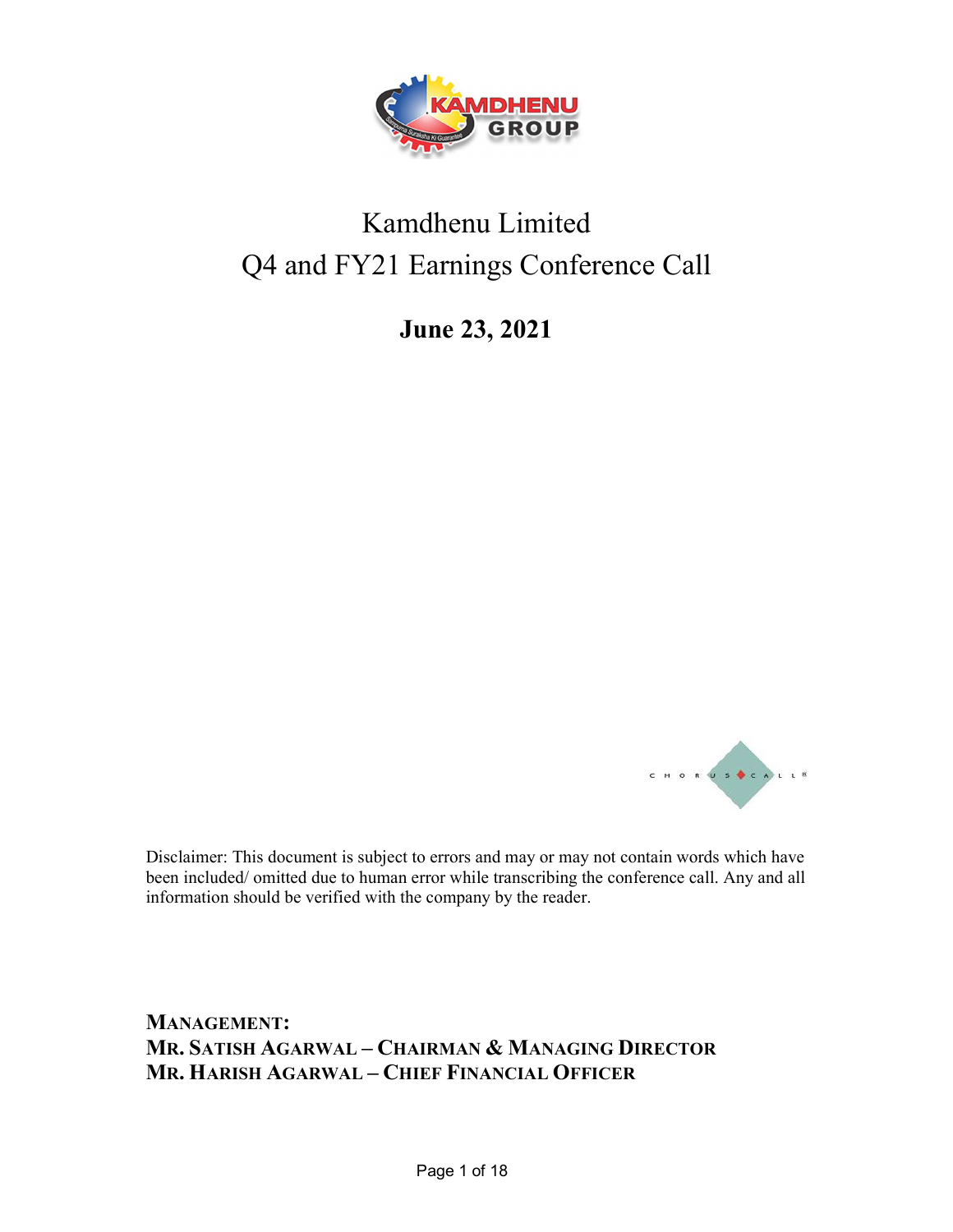# Kamdhenu Limited
# Q4 and FY21 Earnings Conference Call

## June 23, 2021

Disclaimer: This document is subject to errors and may or may not contain words which have been included/ omitted due to human error while transcribing the conference call. Any and all information should be verified with the company by the reader.

**MANAGEMENT:**
**MR. SATISH AGARWAL – CHAIRMAN & MANAGING DIRECTOR**
**MR. HARISH AGARWAL – CHIEF FINANCIAL OFFICER**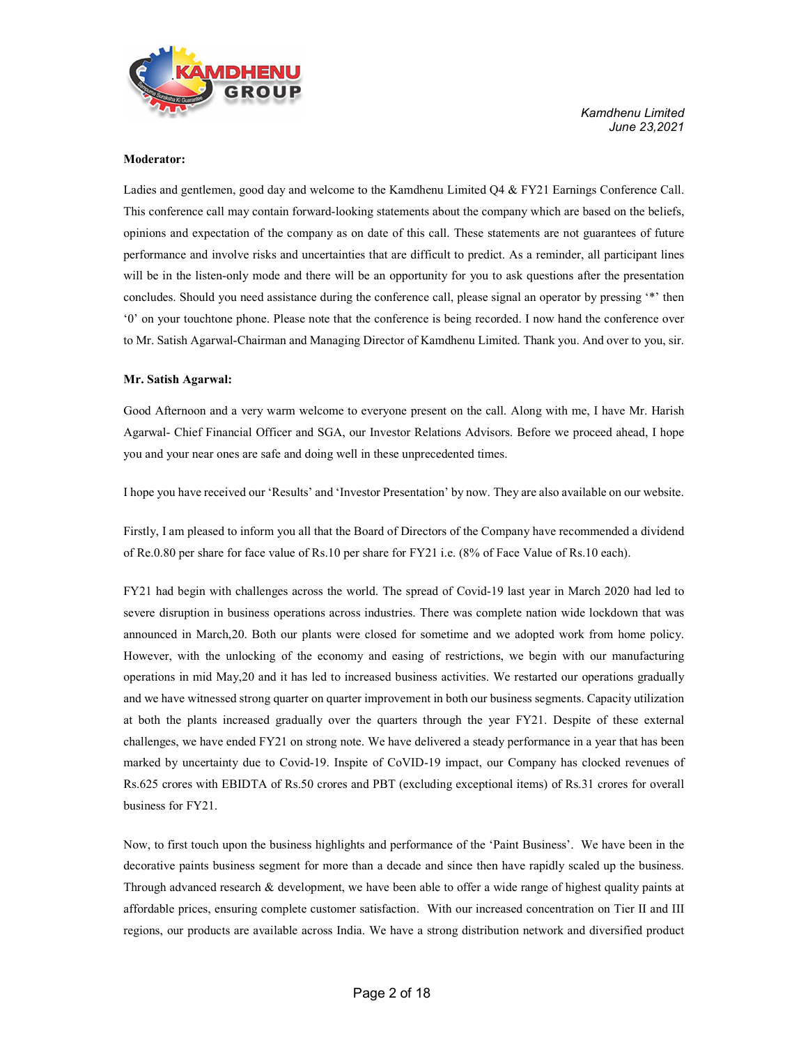**Moderator:**

Ladies and gentlemen, good day and welcome to the Kamdhenu Limited Q4 & FY21 Earnings Conference Call. This conference call may contain forward-looking statements about the company which are based on the beliefs, opinions and expectation of the company as on date of this call. These statements are not guarantees of future performance and involve risks and uncertainties that are difficult to predict. As a reminder, all participant lines will be in the listen-only mode and there will be an opportunity for you to ask questions after the presentation concludes. Should you need assistance during the conference call, please signal an operator by pressing '*' then '0' on your touchtone phone. Please note that the conference is being recorded. I now hand the conference over to Mr. Satish Agarwal-Chairman and Managing Director of Kamdhenu Limited. Thank you. And over to you, sir.

**Mr. Satish Agarwal:**

Good Afternoon and a very warm welcome to everyone present on the call. Along with me, I have Mr. Harish Agarwal- Chief Financial Officer and SGA, our Investor Relations Advisors. Before we proceed ahead, I hope you and your near ones are safe and doing well in these unprecedented times.

I hope you have received our 'Results' and 'Investor Presentation' by now. They are also available on our website.

Firstly, I am pleased to inform you all that the Board of Directors of the Company have recommended a dividend of Re.0.80 per share for face value of Rs.10 per share for FY21 i.e. (8% of Face Value of Rs.10 each).

FY21 had begin with challenges across the world. The spread of Covid-19 last year in March 2020 had led to severe disruption in business operations across industries. There was complete nation wide lockdown that was announced in March,20. Both our plants were closed for sometime and we adopted work from home policy. However, with the unlocking of the economy and easing of restrictions, we begin with our manufacturing operations in mid May,20 and it has led to increased business activities. We restarted our operations gradually and we have witnessed strong quarter on quarter improvement in both our business segments. Capacity utilization at both the plants increased gradually over the quarters through the year FY21. Despite of these external challenges, we have ended FY21 on strong note. We have delivered a steady performance in a year that has been marked by uncertainty due to Covid-19. Inspite of CoVID-19 impact, our Company has clocked revenues of Rs.625 crores with EBIDTA of Rs.50 crores and PBT (excluding exceptional items) of Rs.31 crores for overall business for FY21.

Now, to first touch upon the business highlights and performance of the 'Paint Business'. We have been in the decorative paints business segment for more than a decade and since then have rapidly scaled up the business. Through advanced research & development, we have been able to offer a wide range of highest quality paints at affordable prices, ensuring complete customer satisfaction. With our increased concentration on Tier II and III regions, our products are available across India. We have a strong distribution network and diversified product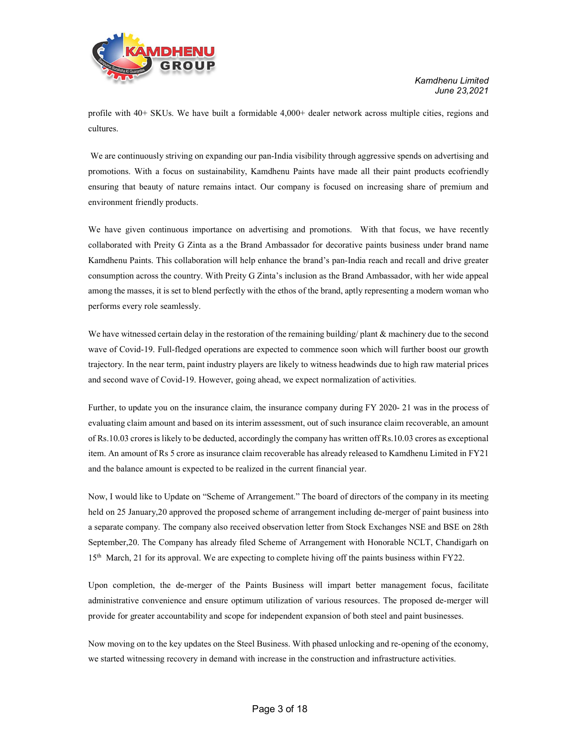profile with 40+ SKUs. We have built a formidable 4,000+ dealer network across multiple cities, regions and cultures.

We are continuously striving on expanding our pan-India visibility through aggressive spends on advertising and promotions. With a focus on sustainability, Kamdhenu Paints have made all their paint products ecofriendly ensuring that beauty of nature remains intact. Our company is focused on increasing share of premium and environment friendly products.

We have given continuous importance on advertising and promotions. With that focus, we have recently collaborated with Preity G Zinta as a the Brand Ambassador for decorative paints business under brand name Kamdhenu Paints. This collaboration will help enhance the brand's pan-India reach and recall and drive greater consumption across the country. With Preity G Zinta's inclusion as the Brand Ambassador, with her wide appeal among the masses, it is set to blend perfectly with the ethos of the brand, aptly representing a modern woman who performs every role seamlessly.

We have witnessed certain delay in the restoration of the remaining building/ plant & machinery due to the second wave of Covid-19. Full-fledged operations are expected to commence soon which will further boost our growth trajectory. In the near term, paint industry players are likely to witness headwinds due to high raw material prices and second wave of Covid-19. However, going ahead, we expect normalization of activities.

Further, to update you on the insurance claim, the insurance company during FY 2020- 21 was in the process of evaluating claim amount and based on its interim assessment, out of such insurance claim recoverable, an amount of Rs.10.03 crores is likely to be deducted, accordingly the company has written off Rs.10.03 crores as exceptional item. An amount of Rs 5 crore as insurance claim recoverable has already released to Kamdhenu Limited in FY21 and the balance amount is expected to be realized in the current financial year.

Now, I would like to Update on "Scheme of Arrangement." The board of directors of the company in its meeting held on 25 January,20 approved the proposed scheme of arrangement including de-merger of paint business into a separate company. The company also received observation letter from Stock Exchanges NSE and BSE on 28th September,20. The Company has already filed Scheme of Arrangement with Honorable NCLT, Chandigarh on 15th March, 21 for its approval. We are expecting to complete hiving off the paints business within FY22.

Upon completion, the de-merger of the Paints Business will impart better management focus, facilitate administrative convenience and ensure optimum utilization of various resources. The proposed de-merger will provide for greater accountability and scope for independent expansion of both steel and paint businesses.

Now moving on to the key updates on the Steel Business. With phased unlocking and re-opening of the economy, we started witnessing recovery in demand with increase in the construction and infrastructure activities.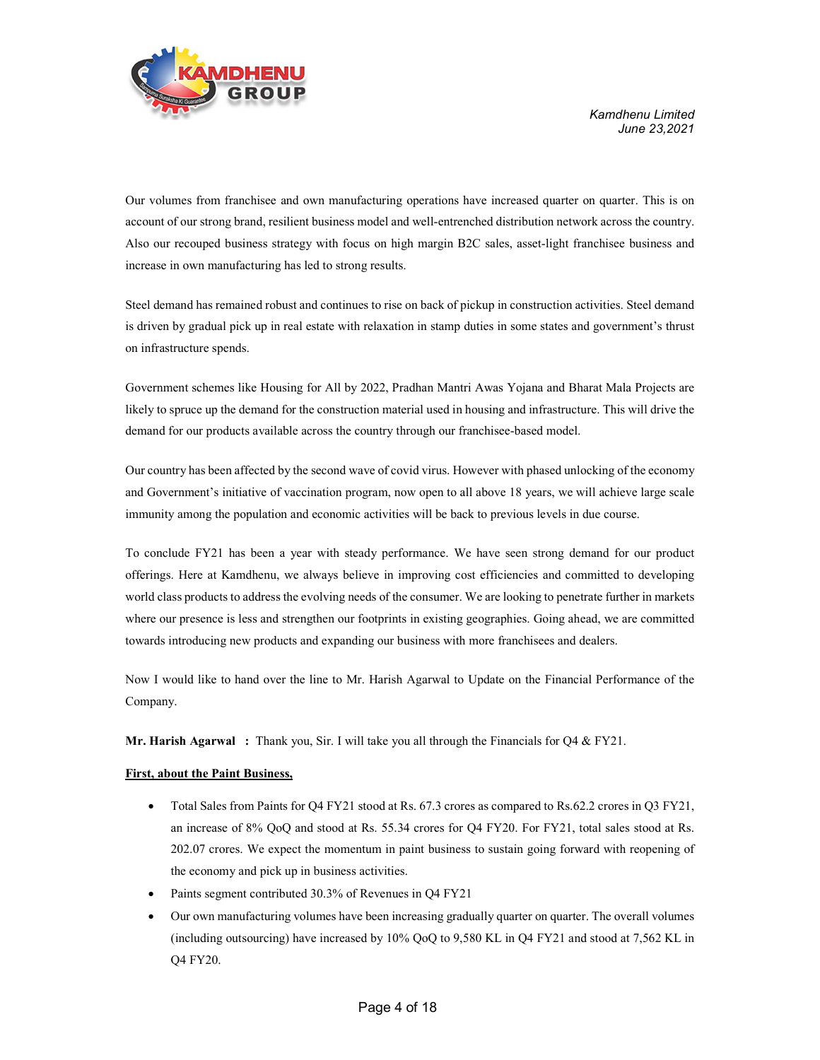Our volumes from franchisee and own manufacturing operations have increased quarter on quarter. This is on account of our strong brand, resilient business model and well-entrenched distribution network across the country. Also our recouped business strategy with focus on high margin B2C sales, asset-light franchisee business and increase in own manufacturing has led to strong results.

Steel demand has remained robust and continues to rise on back of pickup in construction activities. Steel demand is driven by gradual pick up in real estate with relaxation in stamp duties in some states and government's thrust on infrastructure spends.

Government schemes like Housing for All by 2022, Pradhan Mantri Awas Yojana and Bharat Mala Projects are likely to spruce up the demand for the construction material used in housing and infrastructure. This will drive the demand for our products available across the country through our franchisee-based model.

Our country has been affected by the second wave of covid virus. However with phased unlocking of the economy and Government's initiative of vaccination program, now open to all above 18 years, we will achieve large scale immunity among the population and economic activities will be back to previous levels in due course.

To conclude FY21 has been a year with steady performance. We have seen strong demand for our product offerings. Here at Kamdhenu, we always believe in improving cost efficiencies and committed to developing world class products to address the evolving needs of the consumer. We are looking to penetrate further in markets where our presence is less and strengthen our footprints in existing geographies. Going ahead, we are committed towards introducing new products and expanding our business with more franchisees and dealers.

Now I would like to hand over the line to Mr. Harish Agarwal to Update on the Financial Performance of the Company.

**Mr. Harish Agarwal :** Thank you, Sir. I will take you all through the Financials for Q4 & FY21.

**First, about the Paint Business,**

- Total Sales from Paints for Q4 FY21 stood at Rs. 67.3 crores as compared to Rs.62.2 crores in Q3 FY21, an increase of 8% QoQ and stood at Rs. 55.34 crores for Q4 FY20. For FY21, total sales stood at Rs. 202.07 crores. We expect the momentum in paint business to sustain going forward with reopening of the economy and pick up in business activities.
- Paints segment contributed 30.3% of Revenues in Q4 FY21
- Our own manufacturing volumes have been increasing gradually quarter on quarter. The overall volumes (including outsourcing) have increased by 10% QoQ to 9,580 KL in Q4 FY21 and stood at 7,562 KL in Q4 FY20.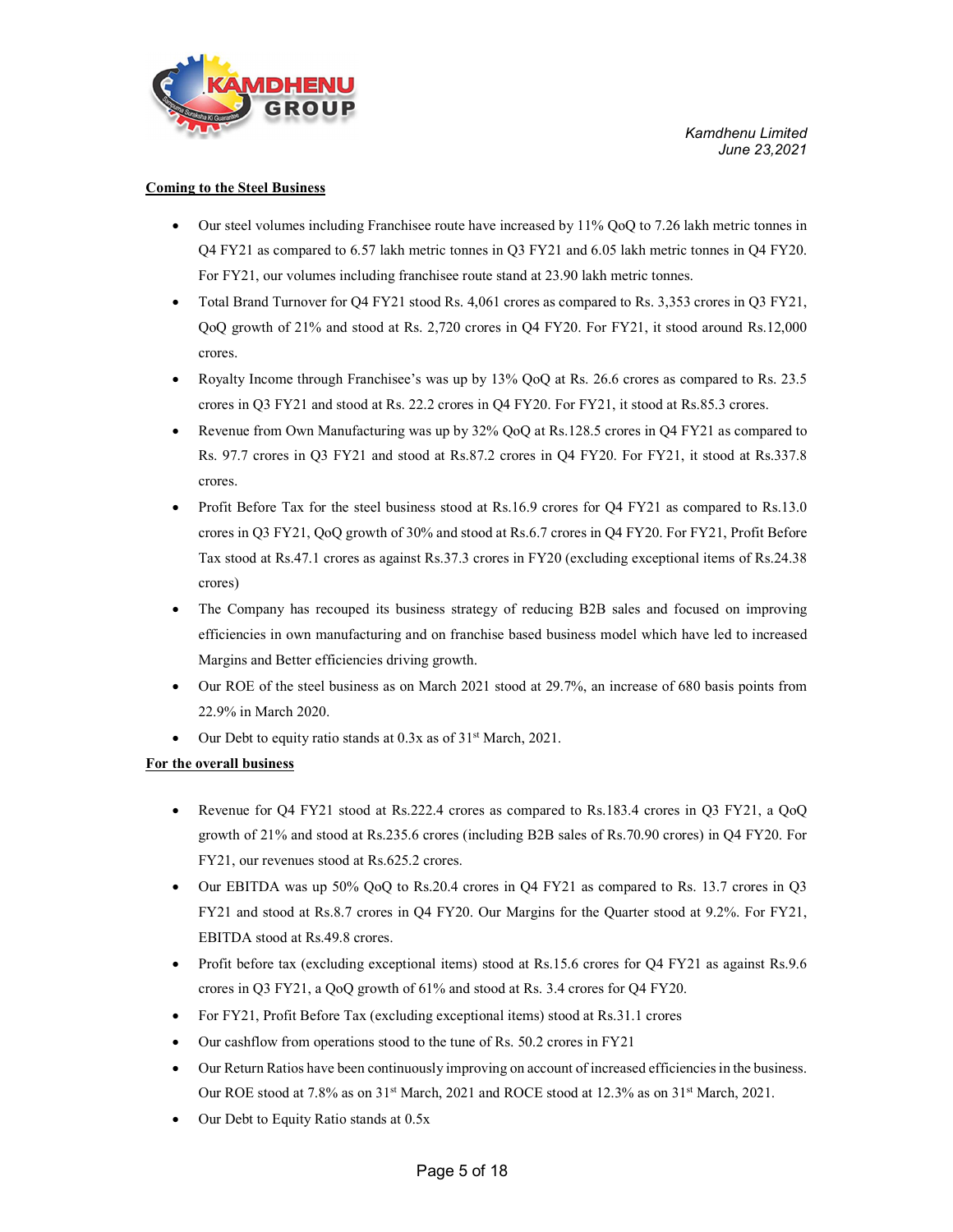**Coming to the Steel Business**

- Our steel volumes including Franchisee route have increased by 11% QoQ to 7.26 lakh metric tonnes in Q4 FY21 as compared to 6.57 lakh metric tonnes in Q3 FY21 and 6.05 lakh metric tonnes in Q4 FY20. For FY21, our volumes including franchisee route stand at 23.90 lakh metric tonnes.
- Total Brand Turnover for Q4 FY21 stood Rs. 4,061 crores as compared to Rs. 3,353 crores in Q3 FY21, QoQ growth of 21% and stood at Rs. 2,720 crores in Q4 FY20. For FY21, it stood around Rs.12,000 crores.
- Royalty Income through Franchisee's was up by 13% QoQ at Rs. 26.6 crores as compared to Rs. 23.5 crores in Q3 FY21 and stood at Rs. 22.2 crores in Q4 FY20. For FY21, it stood at Rs.85.3 crores.
- Revenue from Own Manufacturing was up by 32% QoQ at Rs.128.5 crores in Q4 FY21 as compared to Rs. 97.7 crores in Q3 FY21 and stood at Rs.87.2 crores in Q4 FY20. For FY21, it stood at Rs.337.8 crores.
- Profit Before Tax for the steel business stood at Rs.16.9 crores for Q4 FY21 as compared to Rs.13.0 crores in Q3 FY21, QoQ growth of 30% and stood at Rs.6.7 crores in Q4 FY20. For FY21, Profit Before Tax stood at Rs.47.1 crores as against Rs.37.3 crores in FY20 (excluding exceptional items of Rs.24.38 crores)
- The Company has recouped its business strategy of reducing B2B sales and focused on improving efficiencies in own manufacturing and on franchise based business model which have led to increased Margins and Better efficiencies driving growth.
- Our ROE of the steel business as on March 2021 stood at 29.7%, an increase of 680 basis points from 22.9% in March 2020.
- Our Debt to equity ratio stands at 0.3x as of 31st March, 2021.

**For the overall business**

- Revenue for Q4 FY21 stood at Rs.222.4 crores as compared to Rs.183.4 crores in Q3 FY21, a QoQ growth of 21% and stood at Rs.235.6 crores (including B2B sales of Rs.70.90 crores) in Q4 FY20. For FY21, our revenues stood at Rs.625.2 crores.
- Our EBITDA was up 50% QoQ to Rs.20.4 crores in Q4 FY21 as compared to Rs. 13.7 crores in Q3 FY21 and stood at Rs.8.7 crores in Q4 FY20. Our Margins for the Quarter stood at 9.2%. For FY21, EBITDA stood at Rs.49.8 crores.
- Profit before tax (excluding exceptional items) stood at Rs.15.6 crores for Q4 FY21 as against Rs.9.6 crores in Q3 FY21, a QoQ growth of 61% and stood at Rs. 3.4 crores for Q4 FY20.
- For FY21, Profit Before Tax (excluding exceptional items) stood at Rs.31.1 crores
- Our cashflow from operations stood to the tune of Rs. 50.2 crores in FY21
- Our Return Ratios have been continuously improving on account of increased efficiencies in the business. Our ROE stood at 7.8% as on 31st March, 2021 and ROCE stood at 12.3% as on 31st March, 2021.
- Our Debt to Equity Ratio stands at 0.5x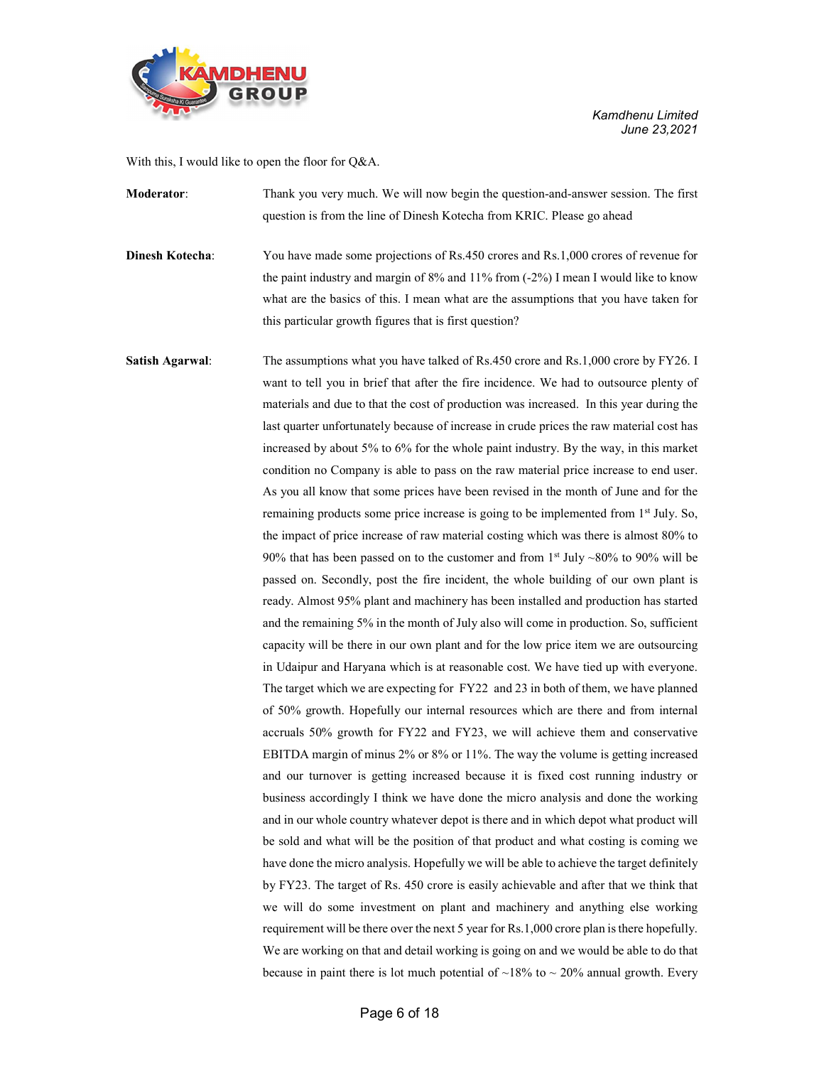With this, I would like to open the floor for Q&A.

**Moderator**: Thank you very much. We will now begin the question-and-answer session. The first question is from the line of Dinesh Kotecha from KRIC. Please go ahead

**Dinesh Kotecha**: You have made some projections of Rs.450 crores and Rs.1,000 crores of revenue for the paint industry and margin of 8% and 11% from (-2%) I mean I would like to know what are the basics of this. I mean what are the assumptions that you have taken for this particular growth figures that is first question?

**Satish Agarwal**: The assumptions what you have talked of Rs.450 crore and Rs.1,000 crore by FY26. I want to tell you in brief that after the fire incidence. We had to outsource plenty of materials and due to that the cost of production was increased. In this year during the last quarter unfortunately because of increase in crude prices the raw material cost has increased by about 5% to 6% for the whole paint industry. By the way, in this market condition no Company is able to pass on the raw material price increase to end user. As you all know that some prices have been revised in the month of June and for the remaining products some price increase is going to be implemented from 1st July. So, the impact of price increase of raw material costing which was there is almost 80% to 90% that has been passed on to the customer and from 1st July ~80% to 90% will be passed on. Secondly, post the fire incident, the whole building of our own plant is ready. Almost 95% plant and machinery has been installed and production has started and the remaining 5% in the month of July also will come in production. So, sufficient capacity will be there in our own plant and for the low price item we are outsourcing in Udaipur and Haryana which is at reasonable cost. We have tied up with everyone. The target which we are expecting for FY22 and 23 in both of them, we have planned of 50% growth. Hopefully our internal resources which are there and from internal accruals 50% growth for FY22 and FY23, we will achieve them and conservative EBITDA margin of minus 2% or 8% or 11%. The way the volume is getting increased and our turnover is getting increased because it is fixed cost running industry or business accordingly I think we have done the micro analysis and done the working and in our whole country whatever depot is there and in which depot what product will be sold and what will be the position of that product and what costing is coming we have done the micro analysis. Hopefully we will be able to achieve the target definitely by FY23. The target of Rs. 450 crore is easily achievable and after that we think that we will do some investment on plant and machinery and anything else working requirement will be there over the next 5 year for Rs.1,000 crore plan is there hopefully. We are working on that and detail working is going on and we would be able to do that because in paint there is lot much potential of ~18% to ~ 20% annual growth. Every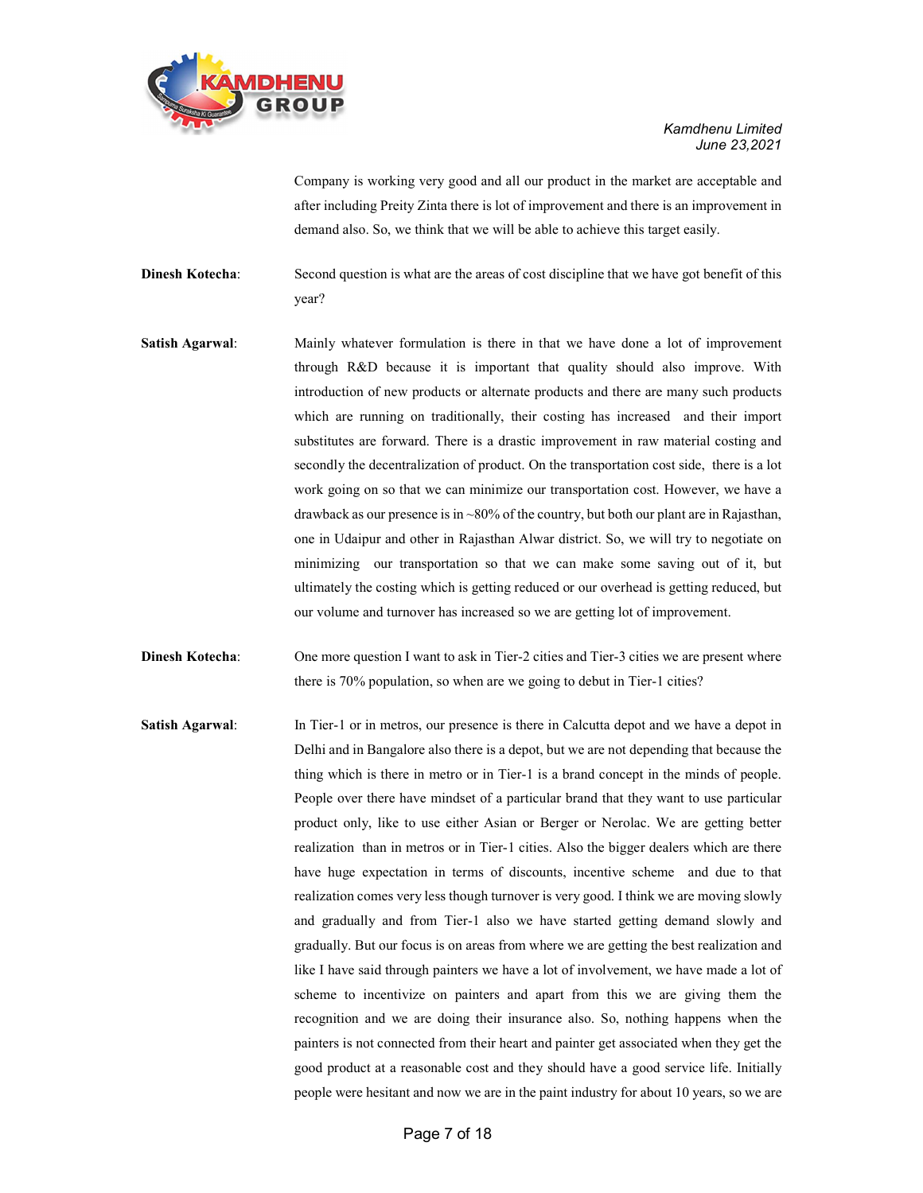Company is working very good and all our product in the market are acceptable and after including Preity Zinta there is lot of improvement and there is an improvement in demand also. So, we think that we will be able to achieve this target easily.

**Dinesh Kotecha**: Second question is what are the areas of cost discipline that we have got benefit of this year?

**Satish Agarwal**: Mainly whatever formulation is there in that we have done a lot of improvement through R&D because it is important that quality should also improve. With introduction of new products or alternate products and there are many such products which are running on traditionally, their costing has increased and their import substitutes are forward. There is a drastic improvement in raw material costing and secondly the decentralization of product. On the transportation cost side, there is a lot work going on so that we can minimize our transportation cost. However, we have a drawback as our presence is in ~80% of the country, but both our plant are in Rajasthan, one in Udaipur and other in Rajasthan Alwar district. So, we will try to negotiate on minimizing our transportation so that we can make some saving out of it, but ultimately the costing which is getting reduced or our overhead is getting reduced, but our volume and turnover has increased so we are getting lot of improvement.

**Dinesh Kotecha**: One more question I want to ask in Tier-2 cities and Tier-3 cities we are present where there is 70% population, so when are we going to debut in Tier-1 cities?

**Satish Agarwal**: In Tier-1 or in metros, our presence is there in Calcutta depot and we have a depot in Delhi and in Bangalore also there is a depot, but we are not depending that because the thing which is there in metro or in Tier-1 is a brand concept in the minds of people. People over there have mindset of a particular brand that they want to use particular product only, like to use either Asian or Berger or Nerolac. We are getting better realization than in metros or in Tier-1 cities. Also the bigger dealers which are there have huge expectation in terms of discounts, incentive scheme and due to that realization comes very less though turnover is very good. I think we are moving slowly and gradually and from Tier-1 also we have started getting demand slowly and gradually. But our focus is on areas from where we are getting the best realization and like I have said through painters we have a lot of involvement, we have made a lot of scheme to incentivize on painters and apart from this we are giving them the recognition and we are doing their insurance also. So, nothing happens when the painters is not connected from their heart and painter get associated when they get the good product at a reasonable cost and they should have a good service life. Initially people were hesitant and now we are in the paint industry for about 10 years, so we are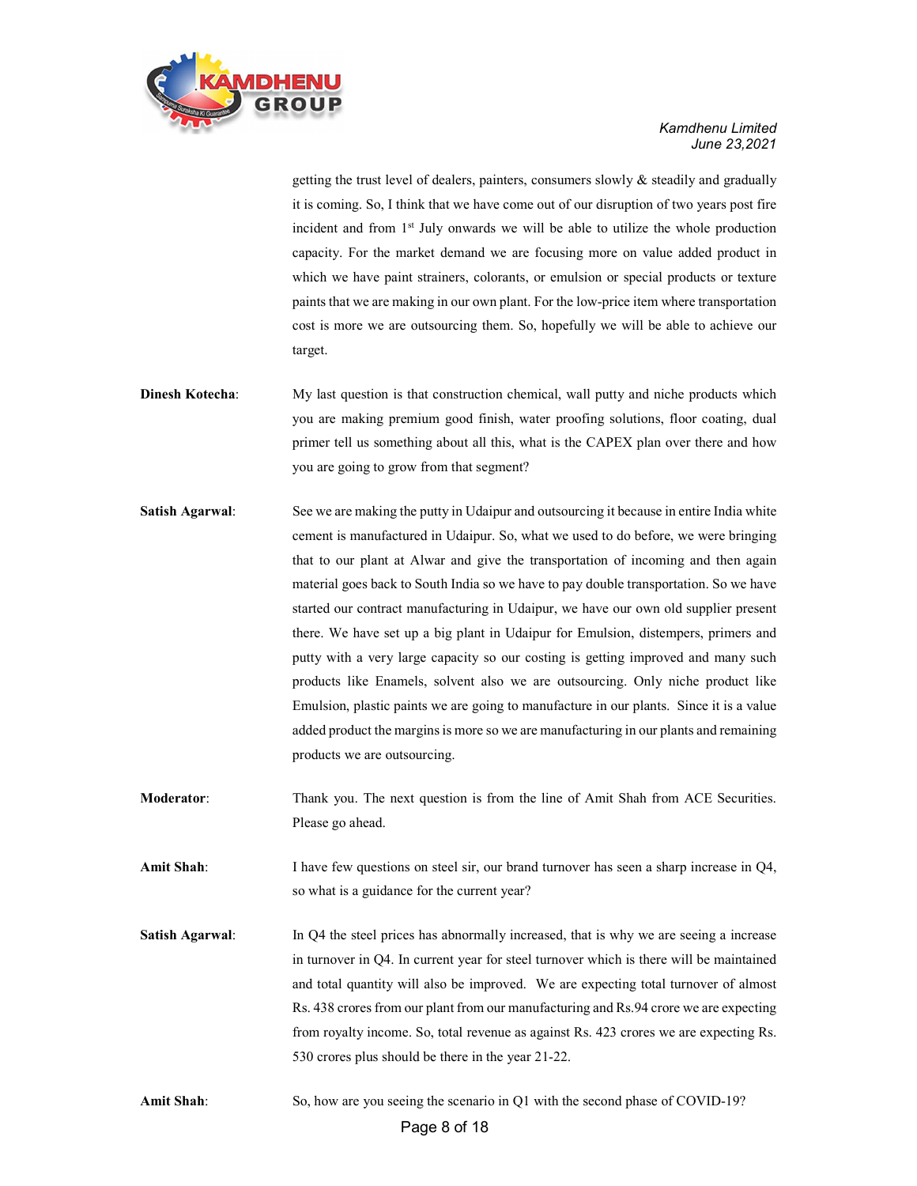getting the trust level of dealers, painters, consumers slowly & steadily and gradually it is coming. So, I think that we have come out of our disruption of two years post fire incident and from 1st July onwards we will be able to utilize the whole production capacity. For the market demand we are focusing more on value added product in which we have paint strainers, colorants, or emulsion or special products or texture paints that we are making in our own plant. For the low-price item where transportation cost is more we are outsourcing them. So, hopefully we will be able to achieve our target.

**Dinesh Kotecha**: My last question is that construction chemical, wall putty and niche products which you are making premium good finish, water proofing solutions, floor coating, dual primer tell us something about all this, what is the CAPEX plan over there and how you are going to grow from that segment?

**Satish Agarwal**: See we are making the putty in Udaipur and outsourcing it because in entire India white cement is manufactured in Udaipur. So, what we used to do before, we were bringing that to our plant at Alwar and give the transportation of incoming and then again material goes back to South India so we have to pay double transportation. So we have started our contract manufacturing in Udaipur, we have our own old supplier present there. We have set up a big plant in Udaipur for Emulsion, distempers, primers and putty with a very large capacity so our costing is getting improved and many such products like Enamels, solvent also we are outsourcing. Only niche product like Emulsion, plastic paints we are going to manufacture in our plants. Since it is a value added product the margins is more so we are manufacturing in our plants and remaining products we are outsourcing.

**Moderator**: Thank you. The next question is from the line of Amit Shah from ACE Securities. Please go ahead.

**Amit Shah**: I have few questions on steel sir, our brand turnover has seen a sharp increase in Q4, so what is a guidance for the current year?

**Satish Agarwal**: In Q4 the steel prices has abnormally increased, that is why we are seeing a increase in turnover in Q4. In current year for steel turnover which is there will be maintained and total quantity will also be improved. We are expecting total turnover of almost Rs. 438 crores from our plant from our manufacturing and Rs.94 crore we are expecting from royalty income. So, total revenue as against Rs. 423 crores we are expecting Rs. 530 crores plus should be there in the year 21-22.

**Amit Shah**: So, how are you seeing the scenario in Q1 with the second phase of COVID-19?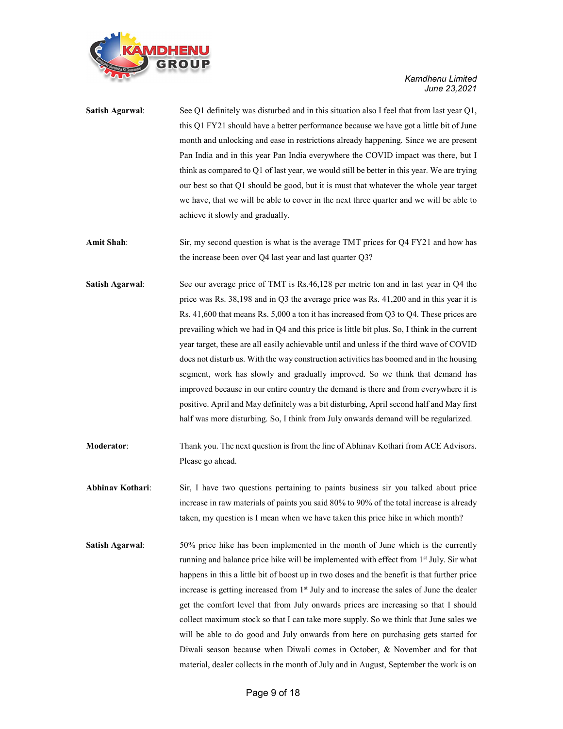**Satish Agarwal**: See Q1 definitely was disturbed and in this situation also I feel that from last year Q1, this Q1 FY21 should have a better performance because we have got a little bit of June month and unlocking and ease in restrictions already happening. Since we are present Pan India and in this year Pan India everywhere the COVID impact was there, but I think as compared to Q1 of last year, we would still be better in this year. We are trying our best so that Q1 should be good, but it is must that whatever the whole year target we have, that we will be able to cover in the next three quarter and we will be able to achieve it slowly and gradually.

**Amit Shah**: Sir, my second question is what is the average TMT prices for Q4 FY21 and how has the increase been over Q4 last year and last quarter Q3?

**Satish Agarwal**: See our average price of TMT is Rs.46,128 per metric ton and in last year in Q4 the price was Rs. 38,198 and in Q3 the average price was Rs. 41,200 and in this year it is Rs. 41,600 that means Rs. 5,000 a ton it has increased from Q3 to Q4. These prices are prevailing which we had in Q4 and this price is little bit plus. So, I think in the current year target, these are all easily achievable until and unless if the third wave of COVID does not disturb us. With the way construction activities has boomed and in the housing segment, work has slowly and gradually improved. So we think that demand has improved because in our entire country the demand is there and from everywhere it is positive. April and May definitely was a bit disturbing, April second half and May first half was more disturbing. So, I think from July onwards demand will be regularized.

**Moderator**: Thank you. The next question is from the line of Abhinav Kothari from ACE Advisors. Please go ahead.

**Abhinav Kothari**: Sir, I have two questions pertaining to paints business sir you talked about price increase in raw materials of paints you said 80% to 90% of the total increase is already taken, my question is I mean when we have taken this price hike in which month?

**Satish Agarwal**: 50% price hike has been implemented in the month of June which is the currently running and balance price hike will be implemented with effect from 1st July. Sir what happens in this a little bit of boost up in two doses and the benefit is that further price increase is getting increased from 1st July and to increase the sales of June the dealer get the comfort level that from July onwards prices are increasing so that I should collect maximum stock so that I can take more supply. So we think that June sales we will be able to do good and July onwards from here on purchasing gets started for Diwali season because when Diwali comes in October, & November and for that material, dealer collects in the month of July and in August, September the work is on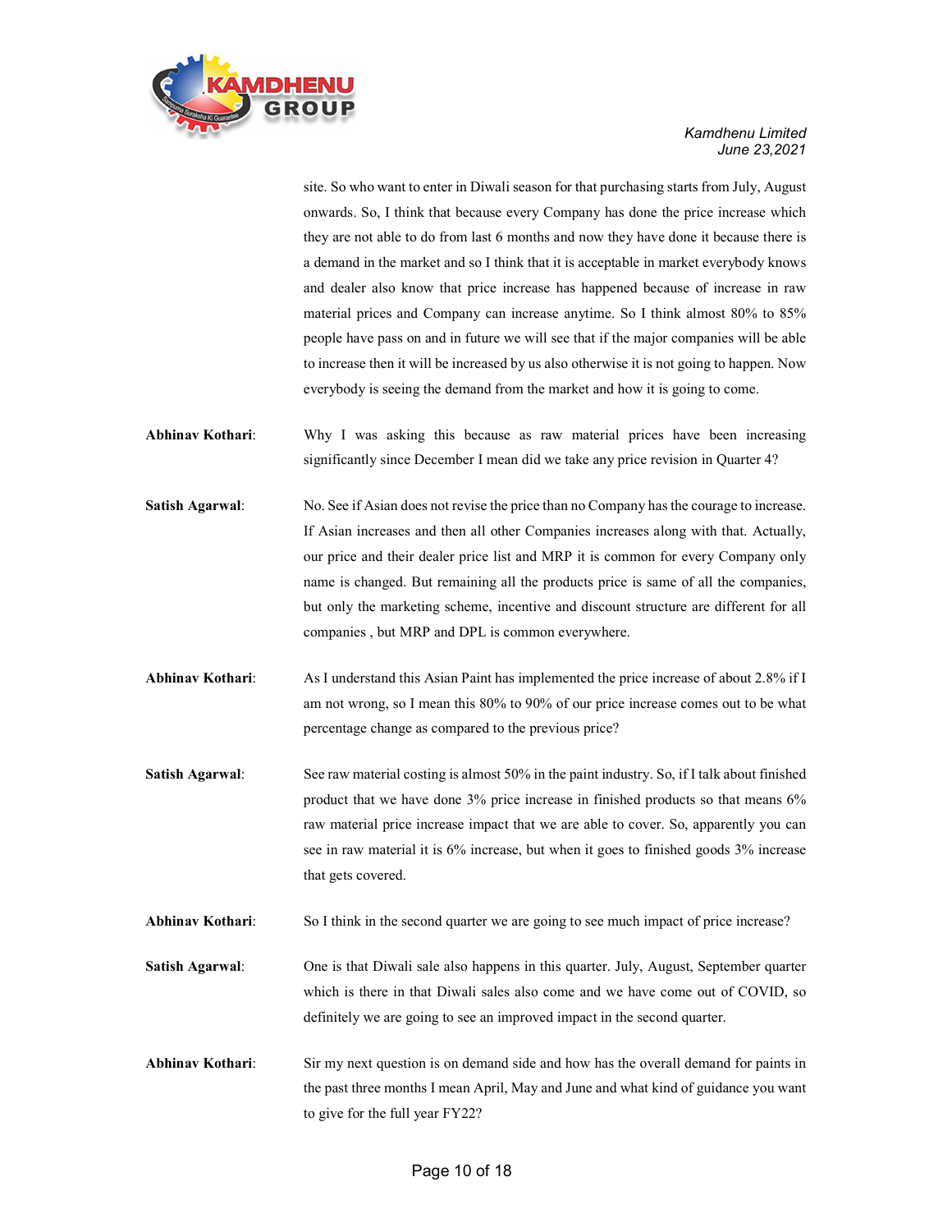site. So who want to enter in Diwali season for that purchasing starts from July, August onwards. So, I think that because every Company has done the price increase which they are not able to do from last 6 months and now they have done it because there is a demand in the market and so I think that it is acceptable in market everybody knows and dealer also know that price increase has happened because of increase in raw material prices and Company can increase anytime. So I think almost 80% to 85% people have pass on and in future we will see that if the major companies will be able to increase then it will be increased by us also otherwise it is not going to happen. Now everybody is seeing the demand from the market and how it is going to come.

**Abhinav Kothari**: Why I was asking this because as raw material prices have been increasing significantly since December I mean did we take any price revision in Quarter 4?

**Satish Agarwal**: No. See if Asian does not revise the price than no Company has the courage to increase. If Asian increases and then all other Companies increases along with that. Actually, our price and their dealer price list and MRP it is common for every Company only name is changed. But remaining all the products price is same of all the companies, but only the marketing scheme, incentive and discount structure are different for all companies , but MRP and DPL is common everywhere.

**Abhinav Kothari**: As I understand this Asian Paint has implemented the price increase of about 2.8% if I am not wrong, so I mean this 80% to 90% of our price increase comes out to be what percentage change as compared to the previous price?

**Satish Agarwal**: See raw material costing is almost 50% in the paint industry. So, if I talk about finished product that we have done 3% price increase in finished products so that means 6% raw material price increase impact that we are able to cover. So, apparently you can see in raw material it is 6% increase, but when it goes to finished goods 3% increase that gets covered.

**Abhinav Kothari**: So I think in the second quarter we are going to see much impact of price increase?

**Satish Agarwal**: One is that Diwali sale also happens in this quarter. July, August, September quarter which is there in that Diwali sales also come and we have come out of COVID, so definitely we are going to see an improved impact in the second quarter.

**Abhinav Kothari**: Sir my next question is on demand side and how has the overall demand for paints in the past three months I mean April, May and June and what kind of guidance you want to give for the full year FY22?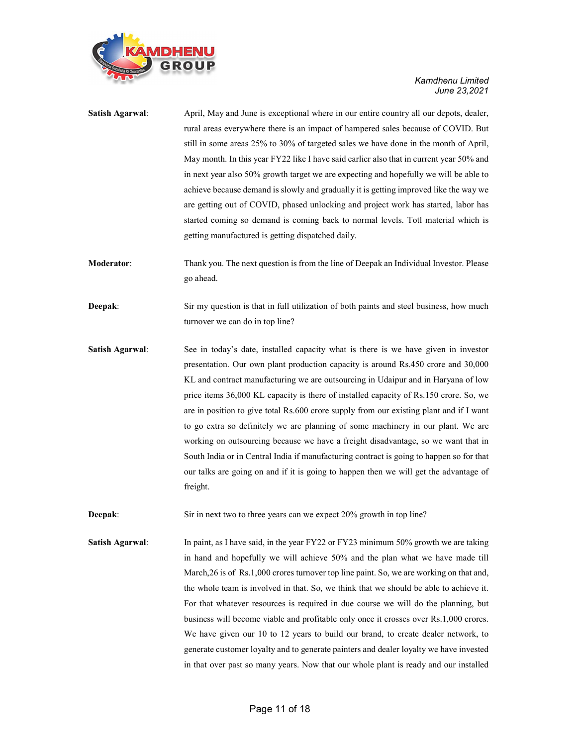**Satish Agarwal**: April, May and June is exceptional where in our entire country all our depots, dealer, rural areas everywhere there is an impact of hampered sales because of COVID. But still in some areas 25% to 30% of targeted sales we have done in the month of April, May month. In this year FY22 like I have said earlier also that in current year 50% and in next year also 50% growth target we are expecting and hopefully we will be able to achieve because demand is slowly and gradually it is getting improved like the way we are getting out of COVID, phased unlocking and project work has started, labor has started coming so demand is coming back to normal levels. Totl material which is getting manufactured is getting dispatched daily.

**Moderator**: Thank you. The next question is from the line of Deepak an Individual Investor. Please go ahead.

**Deepak**: Sir my question is that in full utilization of both paints and steel business, how much turnover we can do in top line?

**Satish Agarwal**: See in today's date, installed capacity what is there is we have given in investor presentation. Our own plant production capacity is around Rs.450 crore and 30,000 KL and contract manufacturing we are outsourcing in Udaipur and in Haryana of low price items 36,000 KL capacity is there of installed capacity of Rs.150 crore. So, we are in position to give total Rs.600 crore supply from our existing plant and if I want to go extra so definitely we are planning of some machinery in our plant. We are working on outsourcing because we have a freight disadvantage, so we want that in South India or in Central India if manufacturing contract is going to happen so for that our talks are going on and if it is going to happen then we will get the advantage of freight.

**Deepak**: Sir in next two to three years can we expect 20% growth in top line?

**Satish Agarwal**: In paint, as I have said, in the year FY22 or FY23 minimum 50% growth we are taking in hand and hopefully we will achieve 50% and the plan what we have made till March,26 is of Rs.1,000 crores turnover top line paint. So, we are working on that and, the whole team is involved in that. So, we think that we should be able to achieve it. For that whatever resources is required in due course we will do the planning, but business will become viable and profitable only once it crosses over Rs.1,000 crores. We have given our 10 to 12 years to build our brand, to create dealer network, to generate customer loyalty and to generate painters and dealer loyalty we have invested in that over past so many years. Now that our whole plant is ready and our installed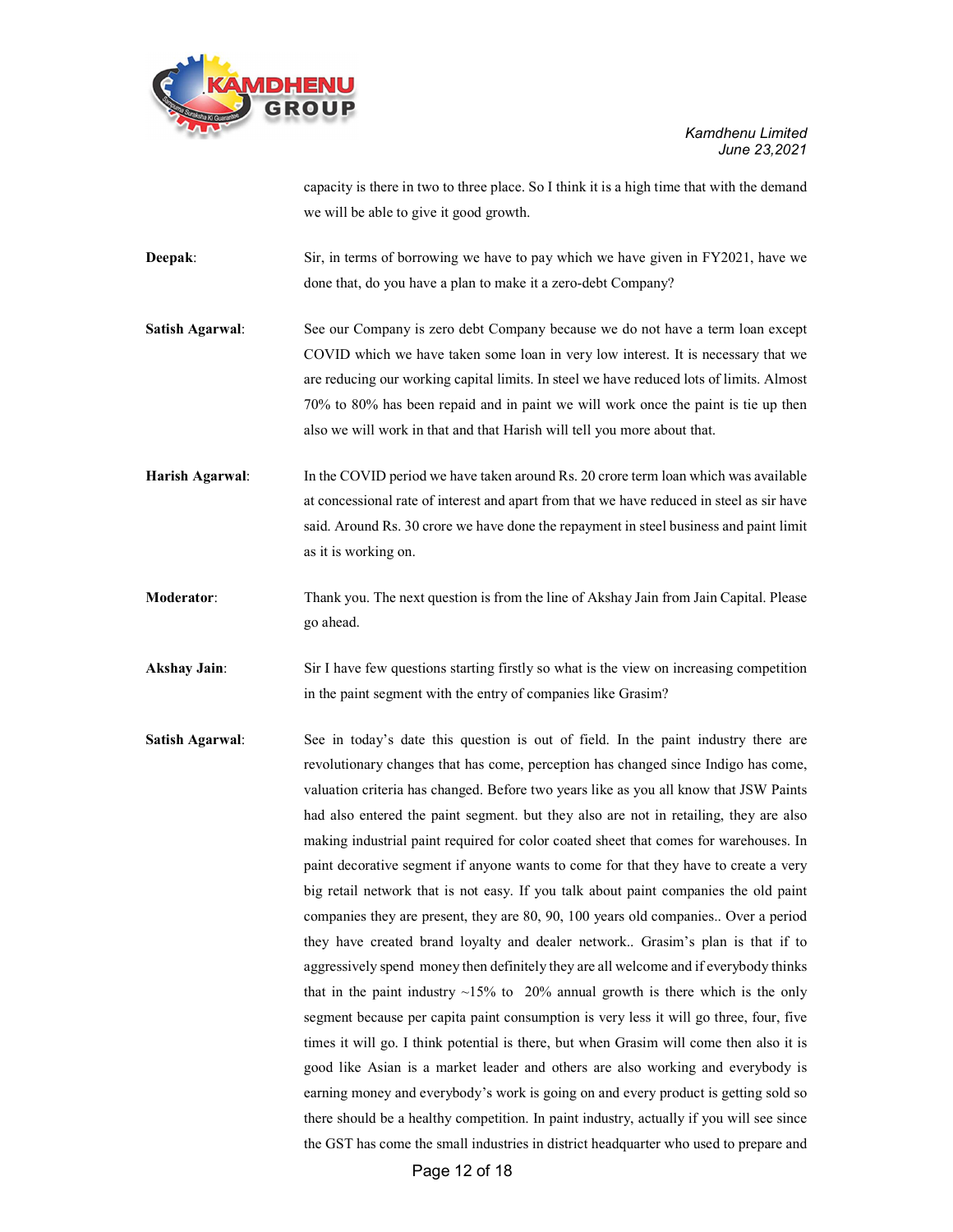capacity is there in two to three place. So I think it is a high time that with the demand we will be able to give it good growth.

**Deepak**: Sir, in terms of borrowing we have to pay which we have given in FY2021, have we done that, do you have a plan to make it a zero-debt Company?

**Satish Agarwal**: See our Company is zero debt Company because we do not have a term loan except COVID which we have taken some loan in very low interest. It is necessary that we are reducing our working capital limits. In steel we have reduced lots of limits. Almost 70% to 80% has been repaid and in paint we will work once the paint is tie up then also we will work in that and that Harish will tell you more about that.

**Harish Agarwal**: In the COVID period we have taken around Rs. 20 crore term loan which was available at concessional rate of interest and apart from that we have reduced in steel as sir have said. Around Rs. 30 crore we have done the repayment in steel business and paint limit as it is working on.

**Moderator**: Thank you. The next question is from the line of Akshay Jain from Jain Capital. Please go ahead.

**Akshay Jain**: Sir I have few questions starting firstly so what is the view on increasing competition in the paint segment with the entry of companies like Grasim?

**Satish Agarwal**: See in today's date this question is out of field. In the paint industry there are revolutionary changes that has come, perception has changed since Indigo has come, valuation criteria has changed. Before two years like as you all know that JSW Paints had also entered the paint segment. but they also are not in retailing, they are also making industrial paint required for color coated sheet that comes for warehouses. In paint decorative segment if anyone wants to come for that they have to create a very big retail network that is not easy. If you talk about paint companies the old paint companies they are present, they are 80, 90, 100 years old companies.. Over a period they have created brand loyalty and dealer network.. Grasim's plan is that if to aggressively spend money then definitely they are all welcome and if everybody thinks that in the paint industry ~15% to 20% annual growth is there which is the only segment because per capita paint consumption is very less it will go three, four, five times it will go. I think potential is there, but when Grasim will come then also it is good like Asian is a market leader and others are also working and everybody is earning money and everybody's work is going on and every product is getting sold so there should be a healthy competition. In paint industry, actually if you will see since the GST has come the small industries in district headquarter who used to prepare and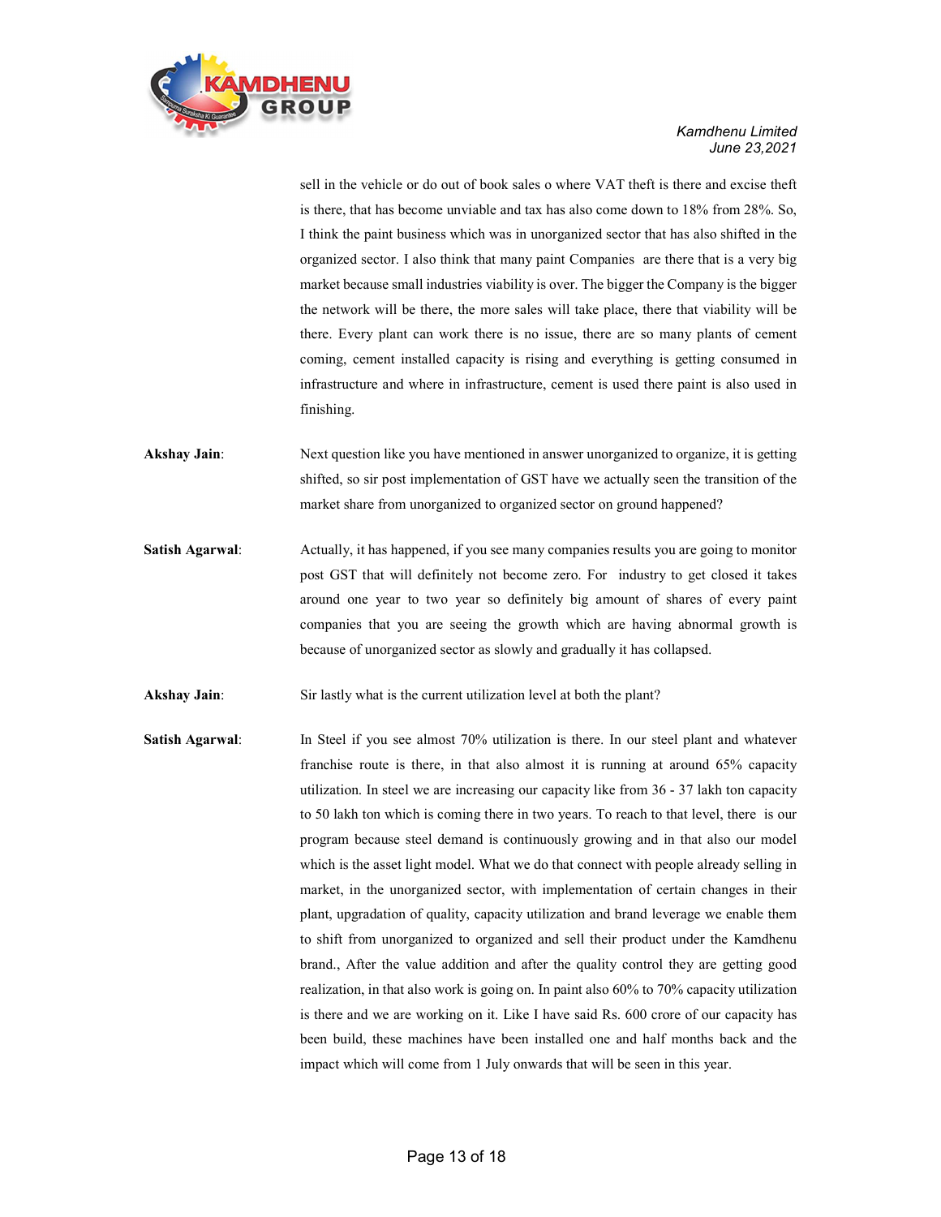sell in the vehicle or do out of book sales o where VAT theft is there and excise theft is there, that has become unviable and tax has also come down to 18% from 28%. So, I think the paint business which was in unorganized sector that has also shifted in the organized sector. I also think that many paint Companies are there that is a very big market because small industries viability is over. The bigger the Company is the bigger the network will be there, the more sales will take place, there that viability will be there. Every plant can work there is no issue, there are so many plants of cement coming, cement installed capacity is rising and everything is getting consumed in infrastructure and where in infrastructure, cement is used there paint is also used in finishing.

**Akshay Jain**: Next question like you have mentioned in answer unorganized to organize, it is getting shifted, so sir post implementation of GST have we actually seen the transition of the market share from unorganized to organized sector on ground happened?

**Satish Agarwal**: Actually, it has happened, if you see many companies results you are going to monitor post GST that will definitely not become zero. For industry to get closed it takes around one year to two year so definitely big amount of shares of every paint companies that you are seeing the growth which are having abnormal growth is because of unorganized sector as slowly and gradually it has collapsed.

**Akshay Jain**: Sir lastly what is the current utilization level at both the plant?

**Satish Agarwal**: In Steel if you see almost 70% utilization is there. In our steel plant and whatever franchise route is there, in that also almost it is running at around 65% capacity utilization. In steel we are increasing our capacity like from 36 - 37 lakh ton capacity to 50 lakh ton which is coming there in two years. To reach to that level, there is our program because steel demand is continuously growing and in that also our model which is the asset light model. What we do that connect with people already selling in market, in the unorganized sector, with implementation of certain changes in their plant, upgradation of quality, capacity utilization and brand leverage we enable them to shift from unorganized to organized and sell their product under the Kamdhenu brand., After the value addition and after the quality control they are getting good realization, in that also work is going on. In paint also 60% to 70% capacity utilization is there and we are working on it. Like I have said Rs. 600 crore of our capacity has been build, these machines have been installed one and half months back and the impact which will come from 1 July onwards that will be seen in this year.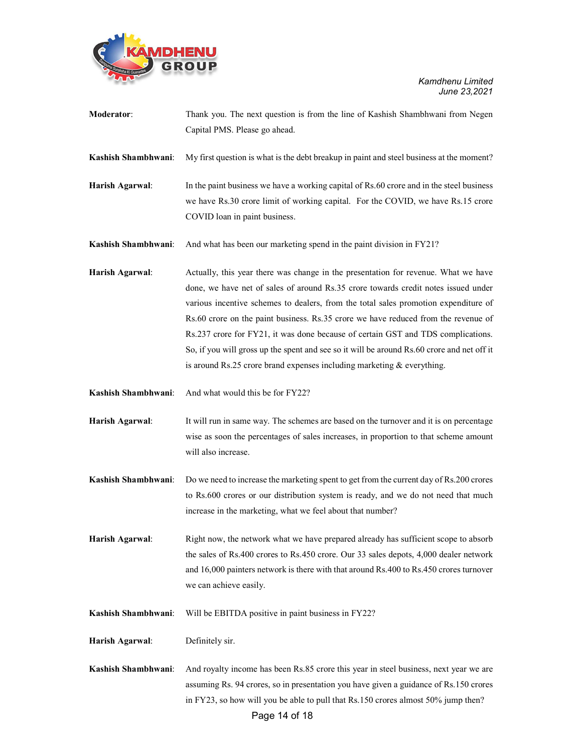**Moderator**: Thank you. The next question is from the line of Kashish Shambhwani from Negen Capital PMS. Please go ahead.

**Kashish Shambhwani**: My first question is what is the debt breakup in paint and steel business at the moment?

**Harish Agarwal**: In the paint business we have a working capital of Rs.60 crore and in the steel business we have Rs.30 crore limit of working capital. For the COVID, we have Rs.15 crore COVID loan in paint business.

**Kashish Shambhwani**: And what has been our marketing spend in the paint division in FY21?

**Harish Agarwal**: Actually, this year there was change in the presentation for revenue. What we have done, we have net of sales of around Rs.35 crore towards credit notes issued under various incentive schemes to dealers, from the total sales promotion expenditure of Rs.60 crore on the paint business. Rs.35 crore we have reduced from the revenue of Rs.237 crore for FY21, it was done because of certain GST and TDS complications. So, if you will gross up the spent and see so it will be around Rs.60 crore and net off it is around Rs.25 crore brand expenses including marketing & everything.

**Kashish Shambhwani**: And what would this be for FY22?

**Harish Agarwal**: It will run in same way. The schemes are based on the turnover and it is on percentage wise as soon the percentages of sales increases, in proportion to that scheme amount will also increase.

**Kashish Shambhwani**: Do we need to increase the marketing spent to get from the current day of Rs.200 crores to Rs.600 crores or our distribution system is ready, and we do not need that much increase in the marketing, what we feel about that number?

**Harish Agarwal**: Right now, the network what we have prepared already has sufficient scope to absorb the sales of Rs.400 crores to Rs.450 crore. Our 33 sales depots, 4,000 dealer network and 16,000 painters network is there with that around Rs.400 to Rs.450 crores turnover we can achieve easily.

**Kashish Shambhwani**: Will be EBITDA positive in paint business in FY22?

**Harish Agarwal**: Definitely sir.

**Kashish Shambhwani**: And royalty income has been Rs.85 crore this year in steel business, next year we are assuming Rs. 94 crores, so in presentation you have given a guidance of Rs.150 crores in FY23, so how will you be able to pull that Rs.150 crores almost 50% jump then?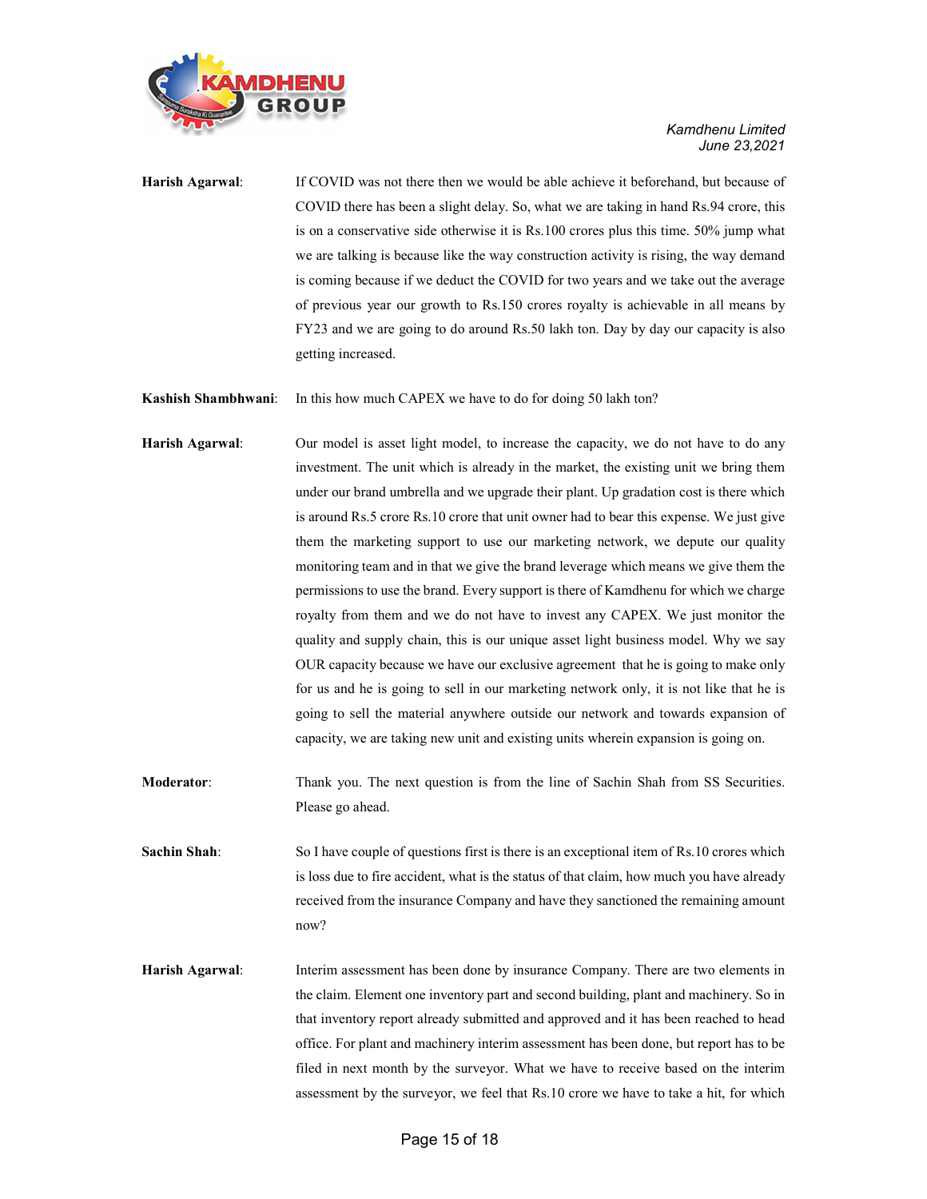**Harish Agarwal**: If COVID was not there then we would be able achieve it beforehand, but because of COVID there has been a slight delay. So, what we are taking in hand Rs.94 crore, this is on a conservative side otherwise it is Rs.100 crores plus this time. 50% jump what we are talking is because like the way construction activity is rising, the way demand is coming because if we deduct the COVID for two years and we take out the average of previous year our growth to Rs.150 crores royalty is achievable in all means by FY23 and we are going to do around Rs.50 lakh ton. Day by day our capacity is also getting increased.

**Kashish Shambhwani**: In this how much CAPEX we have to do for doing 50 lakh ton?

**Harish Agarwal**: Our model is asset light model, to increase the capacity, we do not have to do any investment. The unit which is already in the market, the existing unit we bring them under our brand umbrella and we upgrade their plant. Up gradation cost is there which is around Rs.5 crore Rs.10 crore that unit owner had to bear this expense. We just give them the marketing support to use our marketing network, we depute our quality monitoring team and in that we give the brand leverage which means we give them the permissions to use the brand. Every support is there of Kamdhenu for which we charge royalty from them and we do not have to invest any CAPEX. We just monitor the quality and supply chain, this is our unique asset light business model. Why we say OUR capacity because we have our exclusive agreement that he is going to make only for us and he is going to sell in our marketing network only, it is not like that he is going to sell the material anywhere outside our network and towards expansion of capacity, we are taking new unit and existing units wherein expansion is going on.

**Moderator**: Thank you. The next question is from the line of Sachin Shah from SS Securities. Please go ahead.

**Sachin Shah**: So I have couple of questions first is there is an exceptional item of Rs.10 crores which is loss due to fire accident, what is the status of that claim, how much you have already received from the insurance Company and have they sanctioned the remaining amount now?

**Harish Agarwal**: Interim assessment has been done by insurance Company. There are two elements in the claim. Element one inventory part and second building, plant and machinery. So in that inventory report already submitted and approved and it has been reached to head office. For plant and machinery interim assessment has been done, but report has to be filed in next month by the surveyor. What we have to receive based on the interim assessment by the surveyor, we feel that Rs.10 crore we have to take a hit, for which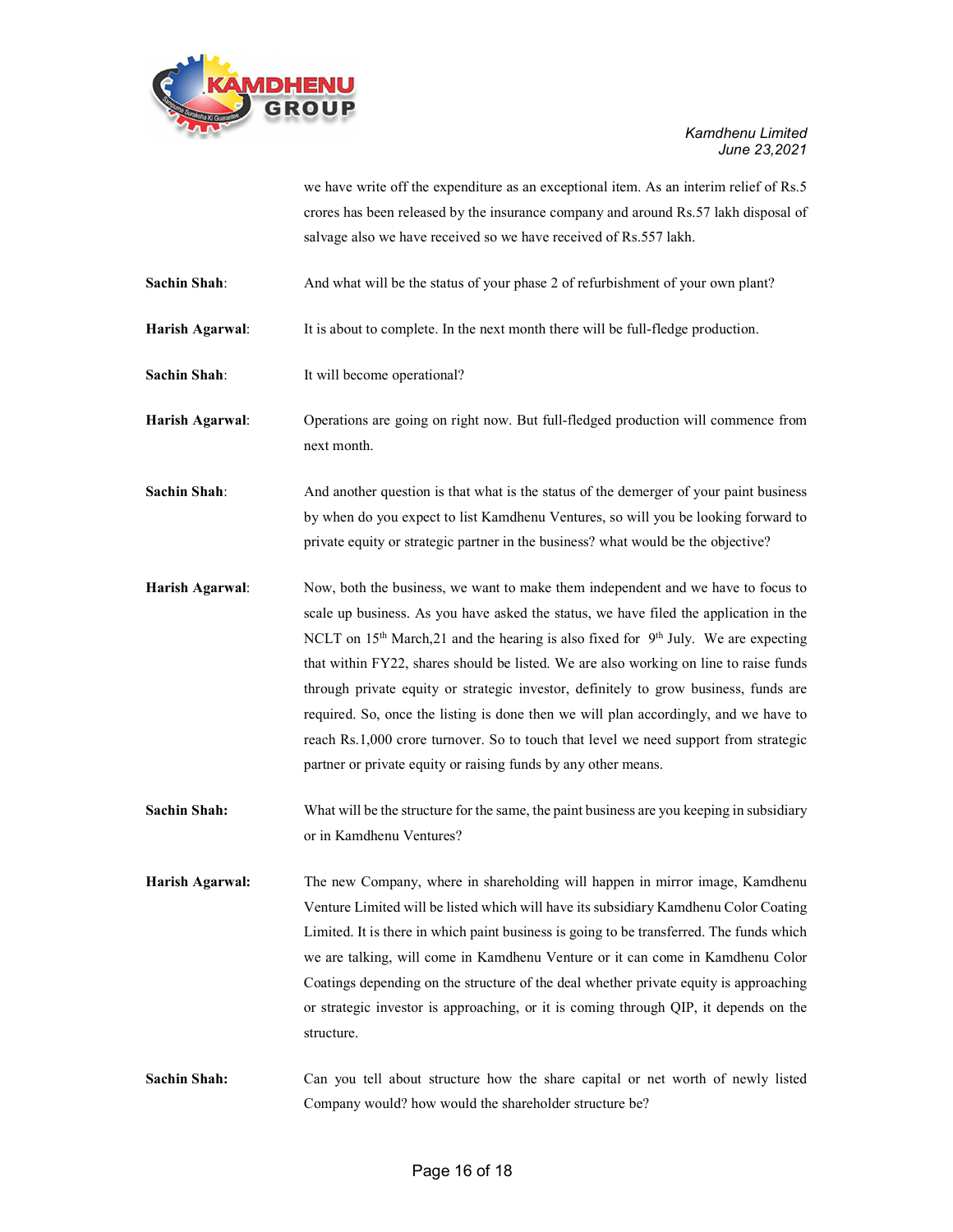we have write off the expenditure as an exceptional item. As an interim relief of Rs.5 crores has been released by the insurance company and around Rs.57 lakh disposal of salvage also we have received so we have received of Rs.557 lakh.

**Sachin Shah**: And what will be the status of your phase 2 of refurbishment of your own plant?

**Harish Agarwal**: It is about to complete. In the next month there will be full-fledge production.

**Sachin Shah**: It will become operational?

**Harish Agarwal**: Operations are going on right now. But full-fledged production will commence from next month.

**Sachin Shah**: And another question is that what is the status of the demerger of your paint business by when do you expect to list Kamdhenu Ventures, so will you be looking forward to private equity or strategic partner in the business? what would be the objective?

**Harish Agarwal**: Now, both the business, we want to make them independent and we have to focus to scale up business. As you have asked the status, we have filed the application in the NCLT on 15th March,21 and the hearing is also fixed for 9th July. We are expecting that within FY22, shares should be listed. We are also working on line to raise funds through private equity or strategic investor, definitely to grow business, funds are required. So, once the listing is done then we will plan accordingly, and we have to reach Rs.1,000 crore turnover. So to touch that level we need support from strategic partner or private equity or raising funds by any other means.

**Sachin Shah:** What will be the structure for the same, the paint business are you keeping in subsidiary or in Kamdhenu Ventures?

**Harish Agarwal:** The new Company, where in shareholding will happen in mirror image, Kamdhenu Venture Limited will be listed which will have its subsidiary Kamdhenu Color Coating Limited. It is there in which paint business is going to be transferred. The funds which we are talking, will come in Kamdhenu Venture or it can come in Kamdhenu Color Coatings depending on the structure of the deal whether private equity is approaching or strategic investor is approaching, or it is coming through QIP, it depends on the structure.

**Sachin Shah:** Can you tell about structure how the share capital or net worth of newly listed Company would? how would the shareholder structure be?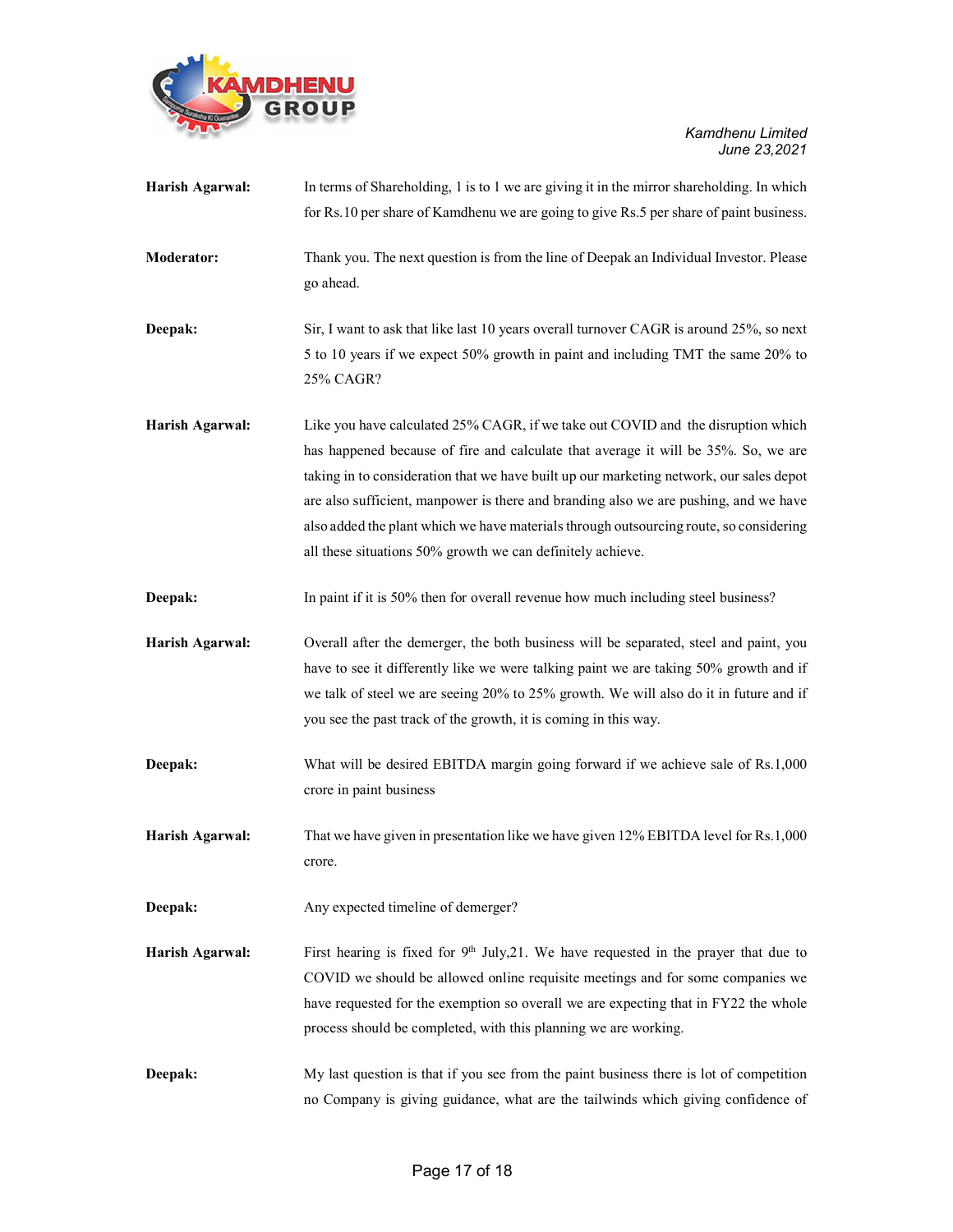**Harish Agarwal:** In terms of Shareholding, 1 is to 1 we are giving it in the mirror shareholding. In which for Rs.10 per share of Kamdhenu we are going to give Rs.5 per share of paint business.

**Moderator:** Thank you. The next question is from the line of Deepak an Individual Investor. Please go ahead.

**Deepak:** Sir, I want to ask that like last 10 years overall turnover CAGR is around 25%, so next 5 to 10 years if we expect 50% growth in paint and including TMT the same 20% to 25% CAGR?

**Harish Agarwal:** Like you have calculated 25% CAGR, if we take out COVID and the disruption which has happened because of fire and calculate that average it will be 35%. So, we are taking in to consideration that we have built up our marketing network, our sales depot are also sufficient, manpower is there and branding also we are pushing, and we have also added the plant which we have materials through outsourcing route, so considering all these situations 50% growth we can definitely achieve.

**Deepak:** In paint if it is 50% then for overall revenue how much including steel business?

**Harish Agarwal:** Overall after the demerger, the both business will be separated, steel and paint, you have to see it differently like we were talking paint we are taking 50% growth and if we talk of steel we are seeing 20% to 25% growth. We will also do it in future and if you see the past track of the growth, it is coming in this way.

**Deepak:** What will be desired EBITDA margin going forward if we achieve sale of Rs.1,000 crore in paint business

**Harish Agarwal:** That we have given in presentation like we have given 12% EBITDA level for Rs.1,000 crore.

**Deepak:** Any expected timeline of demerger?

**Harish Agarwal:** First hearing is fixed for 9th July,21. We have requested in the prayer that due to COVID we should be allowed online requisite meetings and for some companies we have requested for the exemption so overall we are expecting that in FY22 the whole process should be completed, with this planning we are working.

**Deepak:** My last question is that if you see from the paint business there is lot of competition no Company is giving guidance, what are the tailwinds which giving confidence of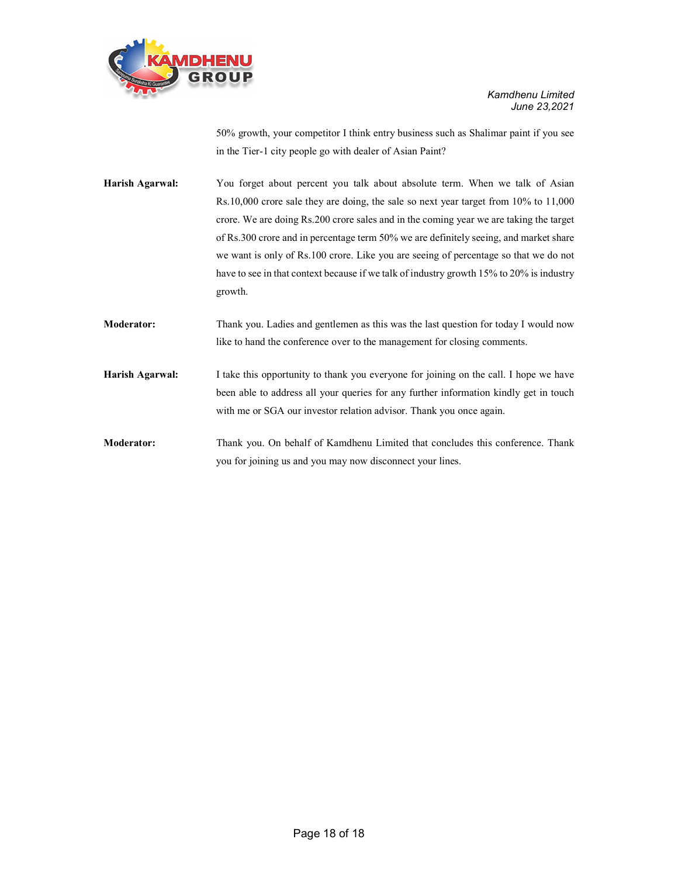50% growth, your competitor I think entry business such as Shalimar paint if you see in the Tier-1 city people go with dealer of Asian Paint?

**Harish Agarwal:** You forget about percent you talk about absolute term. When we talk of Asian Rs.10,000 crore sale they are doing, the sale so next year target from 10% to 11,000 crore. We are doing Rs.200 crore sales and in the coming year we are taking the target of Rs.300 crore and in percentage term 50% we are definitely seeing, and market share we want is only of Rs.100 crore. Like you are seeing of percentage so that we do not have to see in that context because if we talk of industry growth 15% to 20% is industry growth.

**Moderator:** Thank you. Ladies and gentlemen as this was the last question for today I would now like to hand the conference over to the management for closing comments.

**Harish Agarwal:** I take this opportunity to thank you everyone for joining on the call. I hope we have been able to address all your queries for any further information kindly get in touch with me or SGA our investor relation advisor. Thank you once again.

**Moderator:** Thank you. On behalf of Kamdhenu Limited that concludes this conference. Thank you for joining us and you may now disconnect your lines.